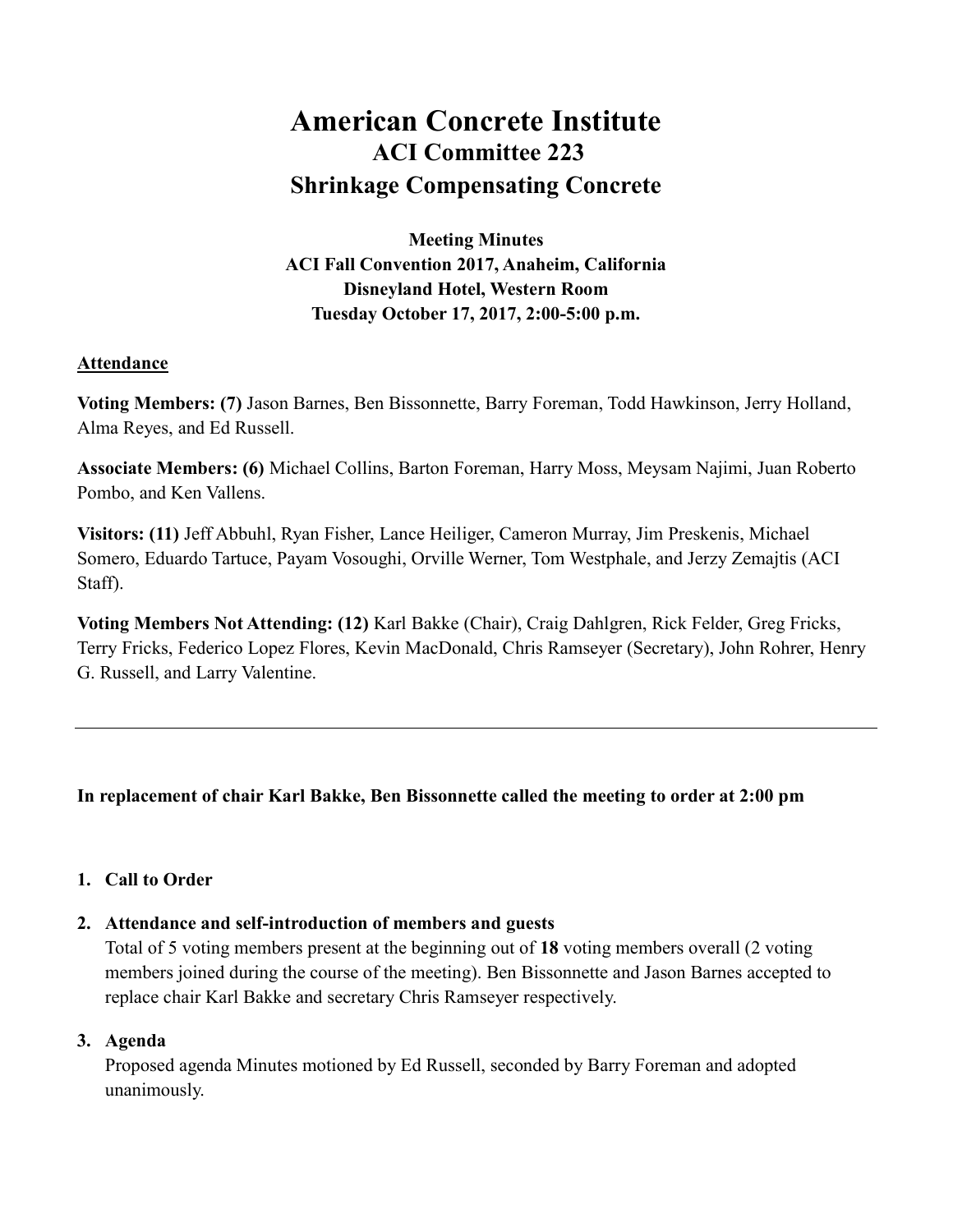# American Concrete Institute
## ACI Committee 223
## Shrinkage Compensating Concrete

**Meeting Minutes**
**ACI Fall Convention 2017, Anaheim, California**
**Disneyland Hotel, Western Room**
**Tuesday October 17, 2017, 2:00-5:00 p.m.**

**Attendance**

**Voting Members: (7)** Jason Barnes, Ben Bissonnette, Barry Foreman, Todd Hawkinson, Jerry Holland, Alma Reyes, and Ed Russell.

**Associate Members: (6)** Michael Collins, Barton Foreman, Harry Moss, Meysam Najimi, Juan Roberto Pombo, and Ken Vallens.

**Visitors: (11)** Jeff Abbuhl, Ryan Fisher, Lance Heiliger, Cameron Murray, Jim Preskenis, Michael Somero, Eduardo Tartuce, Payam Vosoughi, Orville Werner, Tom Westphale, and Jerzy Zemajtis (ACI Staff).

**Voting Members Not Attending: (12)** Karl Bakke (Chair), Craig Dahlgren, Rick Felder, Greg Fricks, Terry Fricks, Federico Lopez Flores, Kevin MacDonald, Chris Ramseyer (Secretary), John Rohrer, Henry G. Russell, and Larry Valentine.

---

**In replacement of chair Karl Bakke, Ben Bissonnette called the meeting to order at 2:00 pm**

1. **Call to Order**

2. **Attendance and self-introduction of members and guests**
   Total of 5 voting members present at the beginning out of **18** voting members overall (2 voting members joined during the course of the meeting). Ben Bissonnette and Jason Barnes accepted to replace chair Karl Bakke and secretary Chris Ramseyer respectively.

3. **Agenda**
   Proposed agenda Minutes motioned by Ed Russell, seconded by Barry Foreman and adopted unanimously.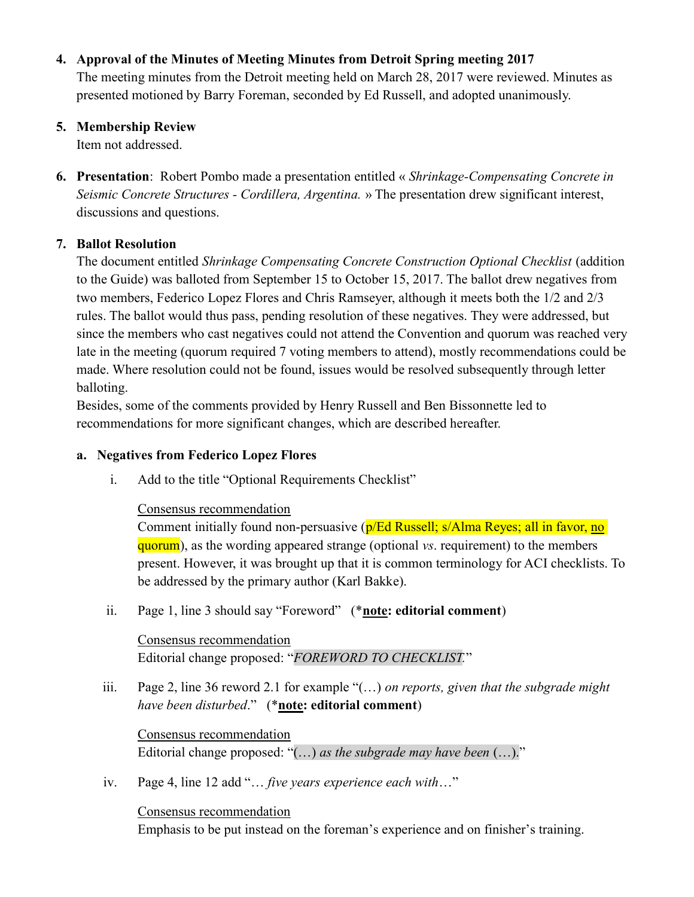**4. Approval of the Minutes of Meeting Minutes from Detroit Spring meeting 2017**

The meeting minutes from the Detroit meeting held on March 28, 2017 were reviewed. Minutes as presented motioned by Barry Foreman, seconded by Ed Russell, and adopted unanimously.

**5. Membership Review**

Item not addressed.

**6. Presentation**: Robert Pombo made a presentation entitled « *Shrinkage-Compensating Concrete in Seismic Concrete Structures - Cordillera, Argentina.* » The presentation drew significant interest, discussions and questions.

**7. Ballot Resolution**

The document entitled *Shrinkage Compensating Concrete Construction Optional Checklist* (addition to the Guide) was balloted from September 15 to October 15, 2017. The ballot drew negatives from two members, Federico Lopez Flores and Chris Ramseyer, although it meets both the 1/2 and 2/3 rules. The ballot would thus pass, pending resolution of these negatives. They were addressed, but since the members who cast negatives could not attend the Convention and quorum was reached very late in the meeting (quorum required 7 voting members to attend), mostly recommendations could be made. Where resolution could not be found, issues would be resolved subsequently through letter balloting.

Besides, some of the comments provided by Henry Russell and Ben Bissonnette led to recommendations for more significant changes, which are described hereafter.

**a. Negatives from Federico Lopez Flores**

i. Add to the title "Optional Requirements Checklist"

<u>Consensus recommendation</u>

Comment initially found non-persuasive (p/Ed Russell; s/Alma Reyes; all in favor, <u>no quorum</u>), as the wording appeared strange (optional *vs.* requirement) to the members present. However, it was brought up that it is common terminology for ACI checklists. To be addressed by the primary author (Karl Bakke).

ii. Page 1, line 3 should say "Foreword" (\***<u>note</u>: editorial comment**)

<u>Consensus recommendation</u>

Editorial change proposed: "*FOREWORD TO CHECKLIST.*"

iii. Page 2, line 36 reword 2.1 for example "(…) *on reports, given that the subgrade might have been disturbed*." (\***<u>note</u>: editorial comment**)

<u>Consensus recommendation</u>

Editorial change proposed: "(…) *as the subgrade may have been* (…)."

iv. Page 4, line 12 add "… *five years experience each with*…"

<u>Consensus recommendation</u>

Emphasis to be put instead on the foreman's experience and on finisher's training.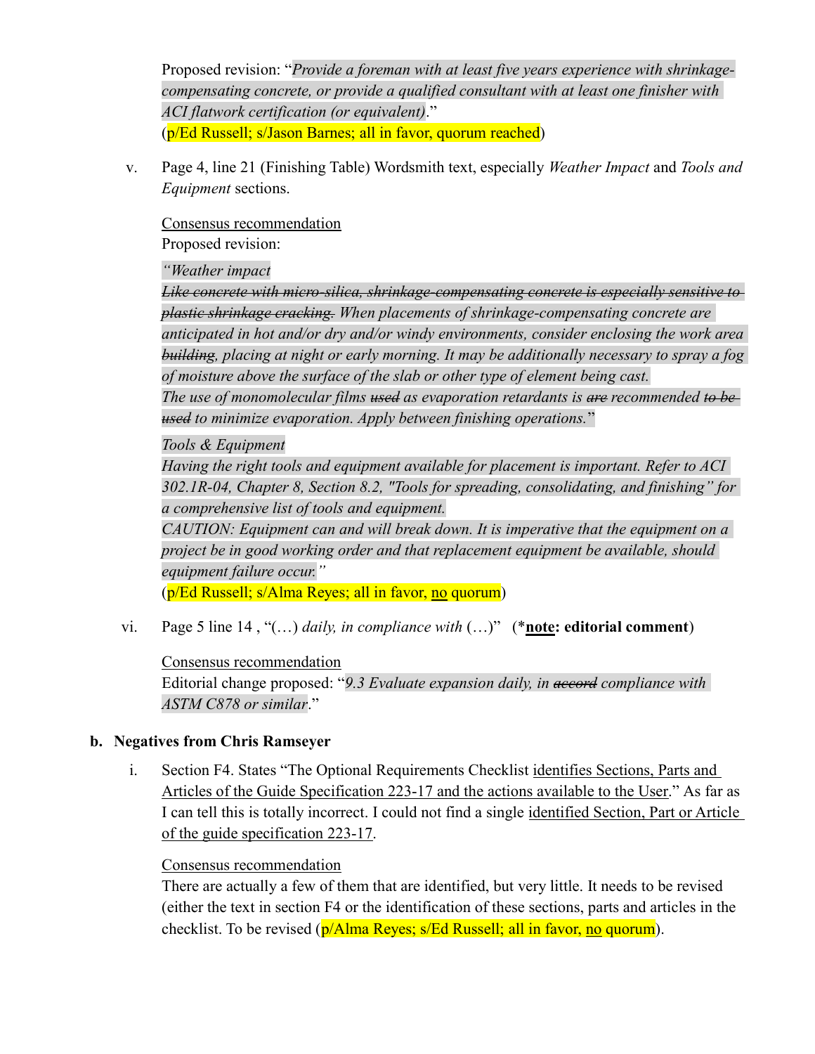Proposed revision: "*Provide a foreman with at least five years experience with shrinkage-compensating concrete, or provide a qualified consultant with at least one finisher with ACI flatwork certification (or equivalent)*."
(p/Ed Russell; s/Jason Barnes; all in favor, quorum reached)

v. Page 4, line 21 (Finishing Table) Wordsmith text, especially *Weather Impact* and *Tools and Equipment* sections.

<u>Consensus recommendation</u>
Proposed revision:

*"Weather impact*
*~~Like concrete with micro-silica, shrinkage-compensating concrete is especially sensitive to plastic shrinkage cracking.~~ When placements of shrinkage-compensating concrete are anticipated in hot and/or dry and/or windy environments, consider enclosing the work area ~~building~~, placing at night or early morning. It may be additionally necessary to spray a fog of moisture above the surface of the slab or other type of element being cast.*
*The use of monomolecular films ~~used~~ as evaporation retardants is ~~are~~ recommended ~~to be used~~ to minimize evaporation. Apply between finishing operations.*"

*Tools & Equipment*
*Having the right tools and equipment available for placement is important. Refer to ACI 302.1R-04, Chapter 8, Section 8.2, "Tools for spreading, consolidating, and finishing" for a comprehensive list of tools and equipment.*
*CAUTION: Equipment can and will break down. It is imperative that the equipment on a project be in good working order and that replacement equipment be available, should equipment failure occur."*
(p/Ed Russell; s/Alma Reyes; all in favor, <u>no</u> quorum)

vi. Page 5 line 14 , "(…) *daily, in compliance with* (…)" (***<u>note</u>: editorial comment**)

<u>Consensus recommendation</u>
Editorial change proposed: "*9.3 Evaluate expansion daily, in ~~accord~~ compliance with ASTM C878 or similar*."

**b. Negatives from Chris Ramseyer**

i. Section F4. States "The Optional Requirements Checklist <u>identifies Sections, Parts and Articles of the Guide Specification 223-17 and the actions available to the User</u>." As far as I can tell this is totally incorrect. I could not find a single <u>identified Section, Part or Article of the guide specification 223-17</u>.

<u>Consensus recommendation</u>
There are actually a few of them that are identified, but very little. It needs to be revised (either the text in section F4 or the identification of these sections, parts and articles in the checklist. To be revised (p/Alma Reyes; s/Ed Russell; all in favor, <u>no</u> quorum).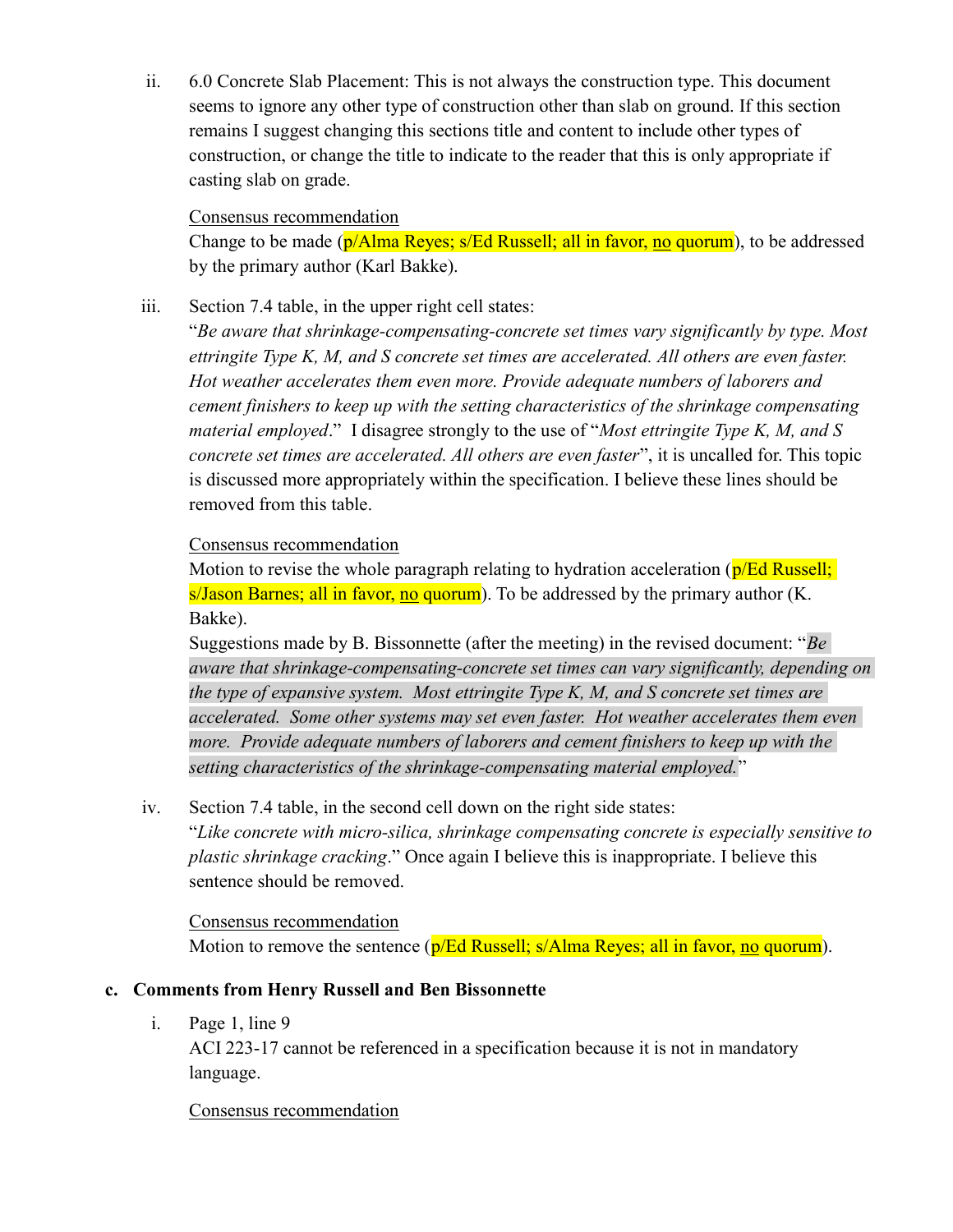ii. 6.0 Concrete Slab Placement: This is not always the construction type. This document seems to ignore any other type of construction other than slab on ground. If this section remains I suggest changing this sections title and content to include other types of construction, or change the title to indicate to the reader that this is only appropriate if casting slab on grade.

   <u>Consensus recommendation</u>
   Change to be made (p/Alma Reyes; s/Ed Russell; all in favor, <u>no</u> quorum), to be addressed by the primary author (Karl Bakke).

iii. Section 7.4 table, in the upper right cell states:
   "*Be aware that shrinkage-compensating-concrete set times vary significantly by type. Most ettringite Type K, M, and S concrete set times are accelerated. All others are even faster. Hot weather accelerates them even more. Provide adequate numbers of laborers and cement finishers to keep up with the setting characteristics of the shrinkage compensating material employed*." I disagree strongly to the use of "*Most ettringite Type K, M, and S concrete set times are accelerated. All others are even faster*", it is uncalled for. This topic is discussed more appropriately within the specification. I believe these lines should be removed from this table.

   <u>Consensus recommendation</u>
   Motion to revise the whole paragraph relating to hydration acceleration (p/Ed Russell; s/Jason Barnes; all in favor, <u>no</u> quorum). To be addressed by the primary author (K. Bakke).
   Suggestions made by B. Bissonnette (after the meeting) in the revised document: "*Be aware that shrinkage-compensating-concrete set times can vary significantly, depending on the type of expansive system. Most ettringite Type K, M, and S concrete set times are accelerated. Some other systems may set even faster. Hot weather accelerates them even more. Provide adequate numbers of laborers and cement finishers to keep up with the setting characteristics of the shrinkage-compensating material employed.*"

iv. Section 7.4 table, in the second cell down on the right side states:
   "*Like concrete with micro-silica, shrinkage compensating concrete is especially sensitive to plastic shrinkage cracking*." Once again I believe this is inappropriate. I believe this sentence should be removed.

   <u>Consensus recommendation</u>
   Motion to remove the sentence (p/Ed Russell; s/Alma Reyes; all in favor, <u>no</u> quorum).

**c. Comments from Henry Russell and Ben Bissonnette**

i. Page 1, line 9
   ACI 223-17 cannot be referenced in a specification because it is not in mandatory language.

   <u>Consensus recommendation</u>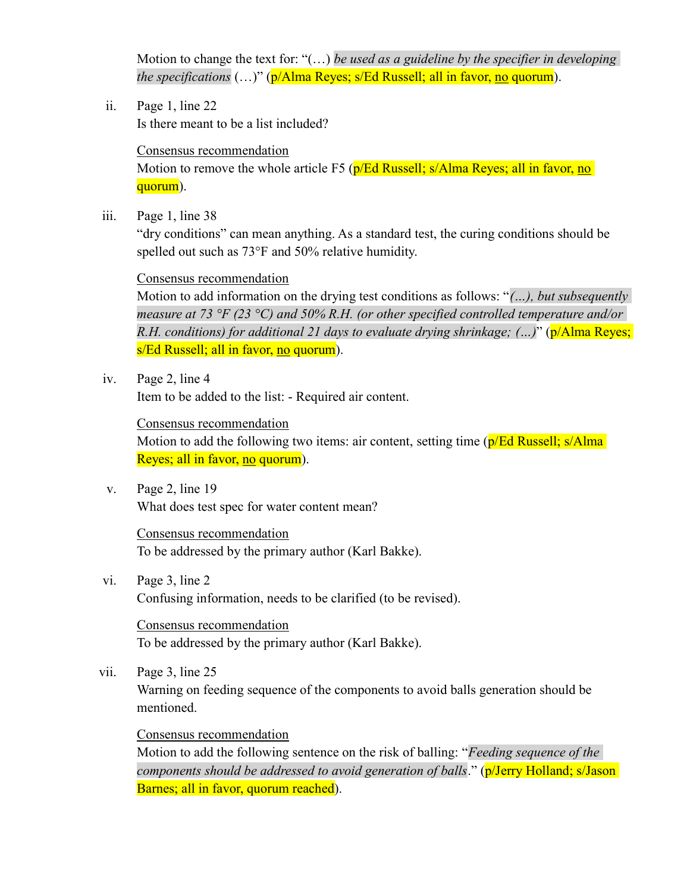Motion to change the text for: "(…) *be used as a guideline by the specifier in developing the specifications* (…)" (p/Alma Reyes; s/Ed Russell; all in favor, <u>no</u> quorum).

ii. Page 1, line 22
Is there meant to be a list included?

<u>Consensus recommendation</u>
Motion to remove the whole article F5 (p/Ed Russell; s/Alma Reyes; all in favor, <u>no</u> quorum).

iii. Page 1, line 38
"dry conditions" can mean anything. As a standard test, the curing conditions should be spelled out such as 73°F and 50% relative humidity.

<u>Consensus recommendation</u>
Motion to add information on the drying test conditions as follows: "*(...), but subsequently measure at 73 °F (23 °C) and 50% R.H. (or other specified controlled temperature and/or R.H. conditions) for additional 21 days to evaluate drying shrinkage; (...)*" (p/Alma Reyes; s/Ed Russell; all in favor, <u>no</u> quorum).

iv. Page 2, line 4
Item to be added to the list: - Required air content.

<u>Consensus recommendation</u>
Motion to add the following two items: air content, setting time (p/Ed Russell; s/Alma Reyes; all in favor, <u>no</u> quorum).

v. Page 2, line 19
What does test spec for water content mean?

<u>Consensus recommendation</u>
To be addressed by the primary author (Karl Bakke).

vi. Page 3, line 2
Confusing information, needs to be clarified (to be revised).

<u>Consensus recommendation</u>
To be addressed by the primary author (Karl Bakke).

vii. Page 3, line 25
Warning on feeding sequence of the components to avoid balls generation should be mentioned.

<u>Consensus recommendation</u>
Motion to add the following sentence on the risk of balling: "*Feeding sequence of the components should be addressed to avoid generation of balls*." (p/Jerry Holland; s/Jason Barnes; all in favor, quorum reached).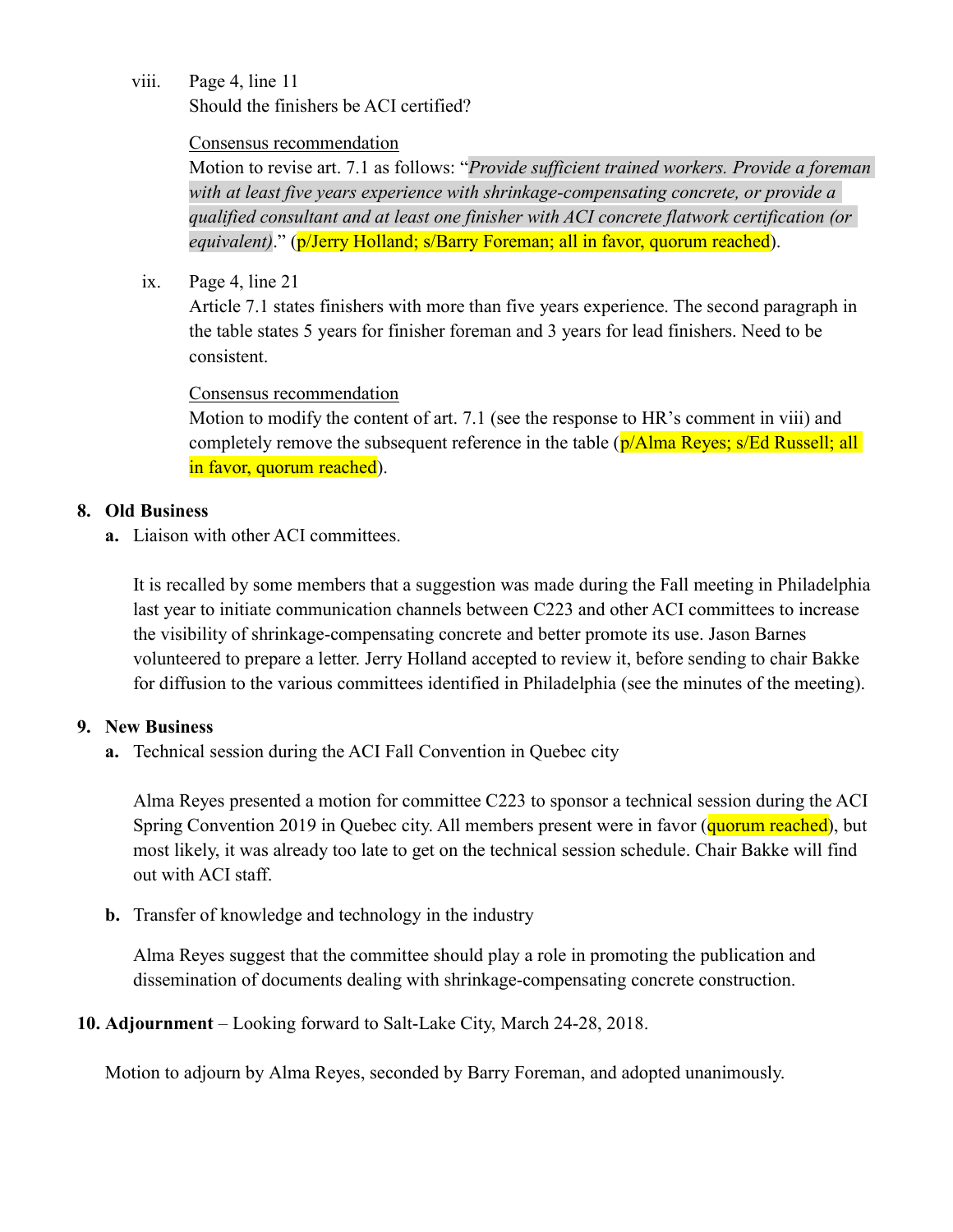viii. Page 4, line 11
Should the finishers be ACI certified?

Consensus recommendation
Motion to revise art. 7.1 as follows: "*Provide sufficient trained workers. Provide a foreman with at least five years experience with shrinkage-compensating concrete, or provide a qualified consultant and at least one finisher with ACI concrete flatwork certification (or equivalent)*." (p/Jerry Holland; s/Barry Foreman; all in favor, quorum reached).

ix. Page 4, line 21
Article 7.1 states finishers with more than five years experience. The second paragraph in the table states 5 years for finisher foreman and 3 years for lead finishers. Need to be consistent.

Consensus recommendation
Motion to modify the content of art. 7.1 (see the response to HR's comment in viii) and completely remove the subsequent reference in the table (p/Alma Reyes; s/Ed Russell; all in favor, quorum reached).

**8. Old Business**

**a.** Liaison with other ACI committees.

It is recalled by some members that a suggestion was made during the Fall meeting in Philadelphia last year to initiate communication channels between C223 and other ACI committees to increase the visibility of shrinkage-compensating concrete and better promote its use. Jason Barnes volunteered to prepare a letter. Jerry Holland accepted to review it, before sending to chair Bakke for diffusion to the various committees identified in Philadelphia (see the minutes of the meeting).

**9. New Business**

**a.** Technical session during the ACI Fall Convention in Quebec city

Alma Reyes presented a motion for committee C223 to sponsor a technical session during the ACI Spring Convention 2019 in Quebec city. All members present were in favor (quorum reached), but most likely, it was already too late to get on the technical session schedule. Chair Bakke will find out with ACI staff.

**b.** Transfer of knowledge and technology in the industry

Alma Reyes suggest that the committee should play a role in promoting the publication and dissemination of documents dealing with shrinkage-compensating concrete construction.

**10. Adjournment** – Looking forward to Salt-Lake City, March 24-28, 2018.

Motion to adjourn by Alma Reyes, seconded by Barry Foreman, and adopted unanimously.